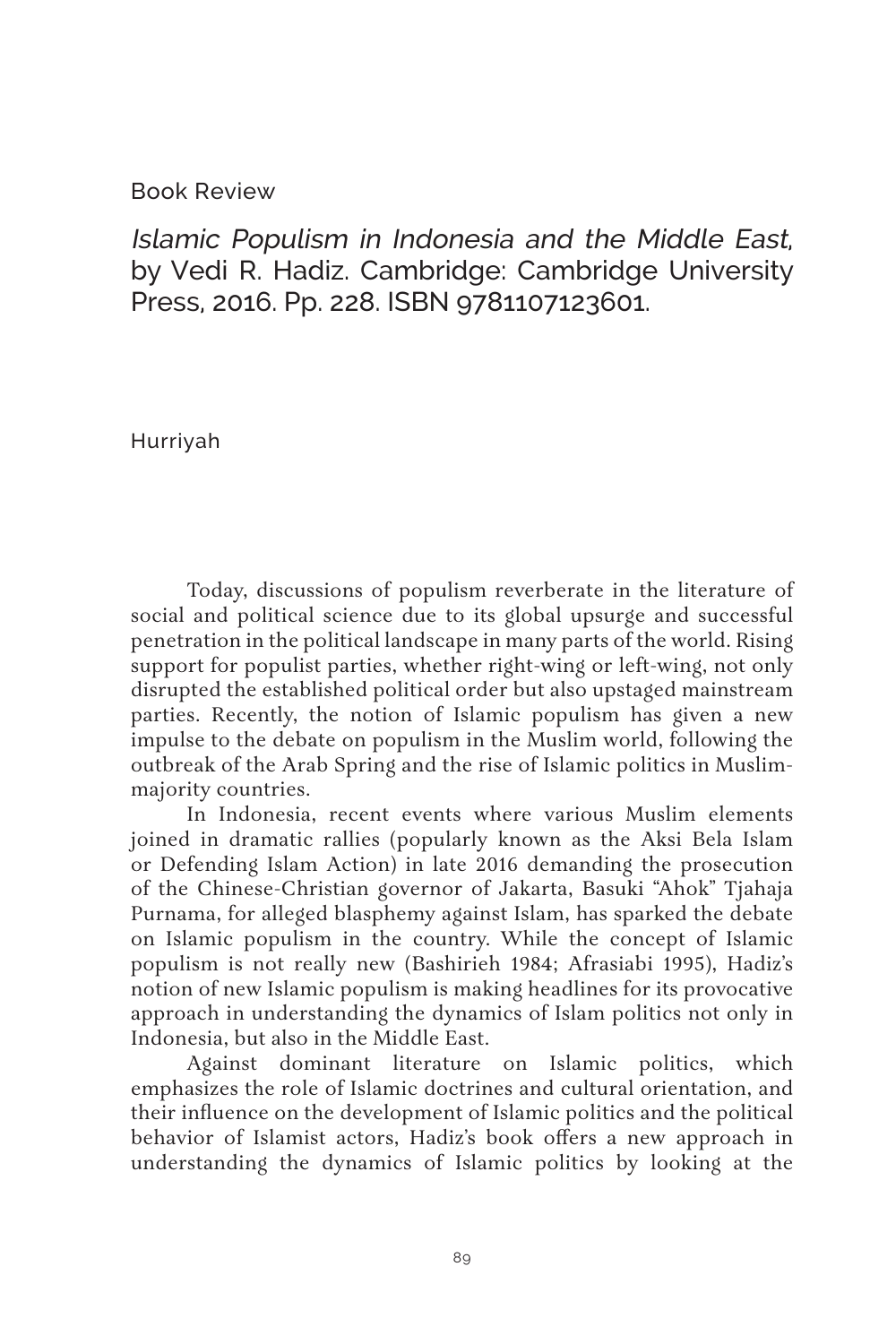Book Review

*Islamic Populism in Indonesia and the Middle East*, by Vedi R. Hadiz. Cambridge: Cambridge University Press, 2016. Pp. 228. ISBN 9781107123601.

Hurriyah

Today, discussions of populism reverberate in the literature of social and political science due to its global upsurge and successful penetration in the political landscape in many parts of the world. Rising support for populist parties, whether right-wing or left-wing, not only disrupted the established political order but also upstaged mainstream parties. Recently, the notion of Islamic populism has given a new impulse to the debate on populism in the Muslim world, following the outbreak of the Arab Spring and the rise of Islamic politics in Muslim-majority countries.

In Indonesia, recent events where various Muslim elements joined in dramatic rallies (popularly known as the Aksi Bela Islam or Defending Islam Action) in late 2016 demanding the prosecution of the Chinese-Christian governor of Jakarta, Basuki "Ahok" Tjahaja Purnama, for alleged blasphemy against Islam, has sparked the debate on Islamic populism in the country. While the concept of Islamic populism is not really new (Bashirieh 1984; Afrasiabi 1995), Hadiz's notion of new Islamic populism is making headlines for its provocative approach in understanding the dynamics of Islam politics not only in Indonesia, but also in the Middle East.

Against dominant literature on Islamic politics, which emphasizes the role of Islamic doctrines and cultural orientation, and their influence on the development of Islamic politics and the political behavior of Islamist actors, Hadiz's book offers a new approach in understanding the dynamics of Islamic politics by looking at the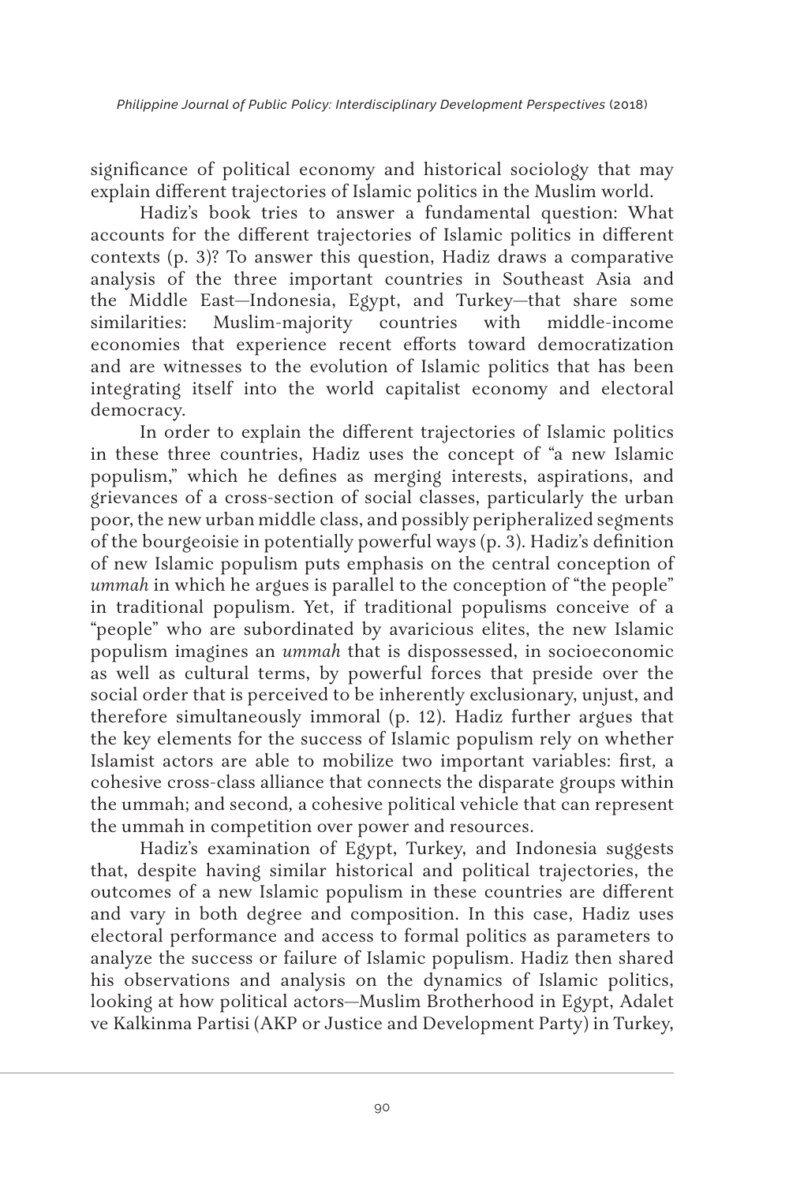significance of political economy and historical sociology that may explain different trajectories of Islamic politics in the Muslim world.

Hadiz's book tries to answer a fundamental question: What accounts for the different trajectories of Islamic politics in different contexts (p. 3)? To answer this question, Hadiz draws a comparative analysis of the three important countries in Southeast Asia and the Middle East—Indonesia, Egypt, and Turkey—that share some similarities: Muslim-majority countries with middle-income economies that experience recent efforts toward democratization and are witnesses to the evolution of Islamic politics that has been integrating itself into the world capitalist economy and electoral democracy.

In order to explain the different trajectories of Islamic politics in these three countries, Hadiz uses the concept of "a new Islamic populism," which he defines as merging interests, aspirations, and grievances of a cross-section of social classes, particularly the urban poor, the new urban middle class, and possibly peripheralized segments of the bourgeoisie in potentially powerful ways (p. 3). Hadiz's definition of new Islamic populism puts emphasis on the central conception of *ummah* in which he argues is parallel to the conception of "the people" in traditional populism. Yet, if traditional populisms conceive of a "people" who are subordinated by avaricious elites, the new Islamic populism imagines an *ummah* that is dispossessed, in socioeconomic as well as cultural terms, by powerful forces that preside over the social order that is perceived to be inherently exclusionary, unjust, and therefore simultaneously immoral (p. 12). Hadiz further argues that the key elements for the success of Islamic populism rely on whether Islamist actors are able to mobilize two important variables: first*,* a cohesive cross-class alliance that connects the disparate groups within the ummah; and second*,* a cohesive political vehicle that can represent the ummah in competition over power and resources.

Hadiz's examination of Egypt, Turkey, and Indonesia suggests that, despite having similar historical and political trajectories, the outcomes of a new Islamic populism in these countries are different and vary in both degree and composition. In this case, Hadiz uses electoral performance and access to formal politics as parameters to analyze the success or failure of Islamic populism. Hadiz then shared his observations and analysis on the dynamics of Islamic politics, looking at how political actors—Muslim Brotherhood in Egypt, Adalet ve Kalkinma Partisi (AKP or Justice and Development Party) in Turkey,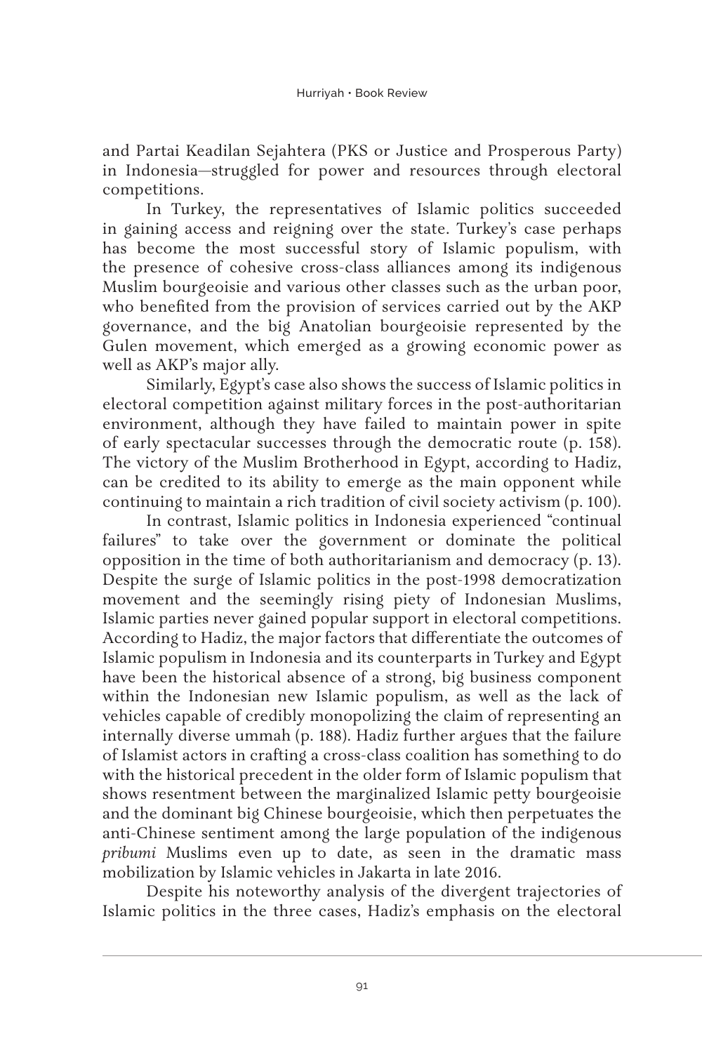and Partai Keadilan Sejahtera (PKS or Justice and Prosperous Party) in Indonesia—struggled for power and resources through electoral competitions.

In Turkey, the representatives of Islamic politics succeeded in gaining access and reigning over the state. Turkey's case perhaps has become the most successful story of Islamic populism, with the presence of cohesive cross-class alliances among its indigenous Muslim bourgeoisie and various other classes such as the urban poor, who benefited from the provision of services carried out by the AKP governance, and the big Anatolian bourgeoisie represented by the Gulen movement, which emerged as a growing economic power as well as AKP's major ally.

Similarly, Egypt's case also shows the success of Islamic politics in electoral competition against military forces in the post-authoritarian environment, although they have failed to maintain power in spite of early spectacular successes through the democratic route (p. 158). The victory of the Muslim Brotherhood in Egypt, according to Hadiz, can be credited to its ability to emerge as the main opponent while continuing to maintain a rich tradition of civil society activism (p. 100).

In contrast, Islamic politics in Indonesia experienced "continual failures" to take over the government or dominate the political opposition in the time of both authoritarianism and democracy (p. 13). Despite the surge of Islamic politics in the post-1998 democratization movement and the seemingly rising piety of Indonesian Muslims, Islamic parties never gained popular support in electoral competitions. According to Hadiz, the major factors that differentiate the outcomes of Islamic populism in Indonesia and its counterparts in Turkey and Egypt have been the historical absence of a strong, big business component within the Indonesian new Islamic populism, as well as the lack of vehicles capable of credibly monopolizing the claim of representing an internally diverse ummah (p. 188). Hadiz further argues that the failure of Islamist actors in crafting a cross-class coalition has something to do with the historical precedent in the older form of Islamic populism that shows resentment between the marginalized Islamic petty bourgeoisie and the dominant big Chinese bourgeoisie, which then perpetuates the anti-Chinese sentiment among the large population of the indigenous *pribumi* Muslims even up to date, as seen in the dramatic mass mobilization by Islamic vehicles in Jakarta in late 2016.

Despite his noteworthy analysis of the divergent trajectories of Islamic politics in the three cases, Hadiz's emphasis on the electoral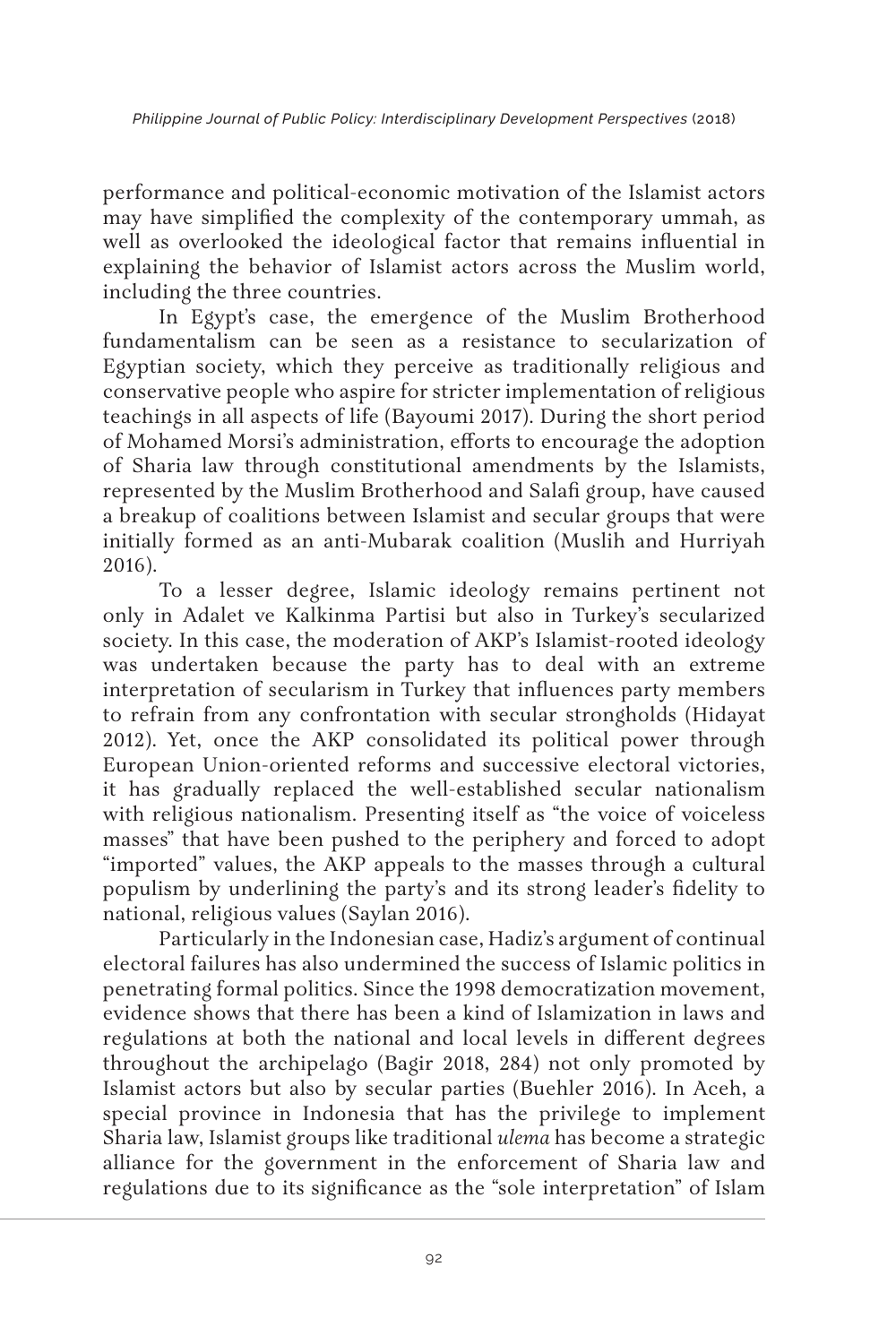performance and political-economic motivation of the Islamist actors may have simplified the complexity of the contemporary ummah, as well as overlooked the ideological factor that remains influential in explaining the behavior of Islamist actors across the Muslim world, including the three countries.

In Egypt's case, the emergence of the Muslim Brotherhood fundamentalism can be seen as a resistance to secularization of Egyptian society, which they perceive as traditionally religious and conservative people who aspire for stricter implementation of religious teachings in all aspects of life (Bayoumi 2017). During the short period of Mohamed Morsi's administration, efforts to encourage the adoption of Sharia law through constitutional amendments by the Islamists, represented by the Muslim Brotherhood and Salafi group, have caused a breakup of coalitions between Islamist and secular groups that were initially formed as an anti-Mubarak coalition (Muslih and Hurriyah 2016).

To a lesser degree, Islamic ideology remains pertinent not only in Adalet ve Kalkinma Partisi but also in Turkey's secularized society. In this case, the moderation of AKP's Islamist-rooted ideology was undertaken because the party has to deal with an extreme interpretation of secularism in Turkey that influences party members to refrain from any confrontation with secular strongholds (Hidayat 2012). Yet, once the AKP consolidated its political power through European Union-oriented reforms and successive electoral victories, it has gradually replaced the well-established secular nationalism with religious nationalism. Presenting itself as "the voice of voiceless masses" that have been pushed to the periphery and forced to adopt "imported" values, the AKP appeals to the masses through a cultural populism by underlining the party's and its strong leader's fidelity to national, religious values (Saylan 2016).

Particularly in the Indonesian case, Hadiz's argument of continual electoral failures has also undermined the success of Islamic politics in penetrating formal politics. Since the 1998 democratization movement, evidence shows that there has been a kind of Islamization in laws and regulations at both the national and local levels in different degrees throughout the archipelago (Bagir 2018, 284) not only promoted by Islamist actors but also by secular parties (Buehler 2016). In Aceh, a special province in Indonesia that has the privilege to implement Sharia law, Islamist groups like traditional *ulema* has become a strategic alliance for the government in the enforcement of Sharia law and regulations due to its significance as the "sole interpretation" of Islam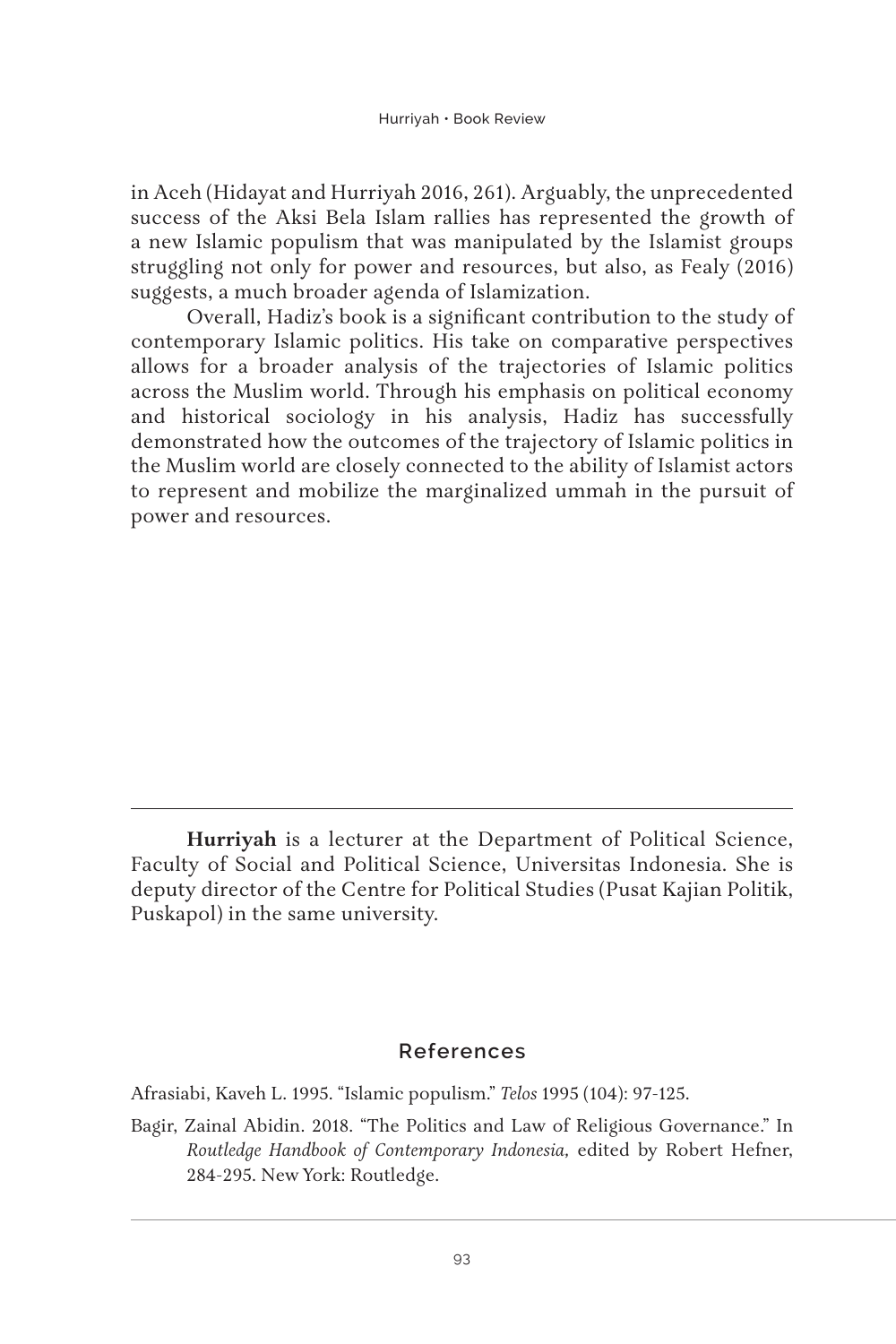in Aceh (Hidayat and Hurriyah 2016, 261). Arguably, the unprecedented success of the Aksi Bela Islam rallies has represented the growth of a new Islamic populism that was manipulated by the Islamist groups struggling not only for power and resources, but also, as Fealy (2016) suggests, a much broader agenda of Islamization.

Overall, Hadiz's book is a significant contribution to the study of contemporary Islamic politics. His take on comparative perspectives allows for a broader analysis of the trajectories of Islamic politics across the Muslim world. Through his emphasis on political economy and historical sociology in his analysis, Hadiz has successfully demonstrated how the outcomes of the trajectory of Islamic politics in the Muslim world are closely connected to the ability of Islamist actors to represent and mobilize the marginalized ummah in the pursuit of power and resources.

---

**Hurriyah** is a lecturer at the Department of Political Science, Faculty of Social and Political Science, Universitas Indonesia. She is deputy director of the Centre for Political Studies (Pusat Kajian Politik, Puskapol) in the same university.

## References

Afrasiabi, Kaveh L. 1995. "Islamic populism." *Telos* 1995 (104): 97-125.

Bagir, Zainal Abidin. 2018. "The Politics and Law of Religious Governance." In *Routledge Handbook of Contemporary Indonesia,* edited by Robert Hefner, 284-295. New York: Routledge.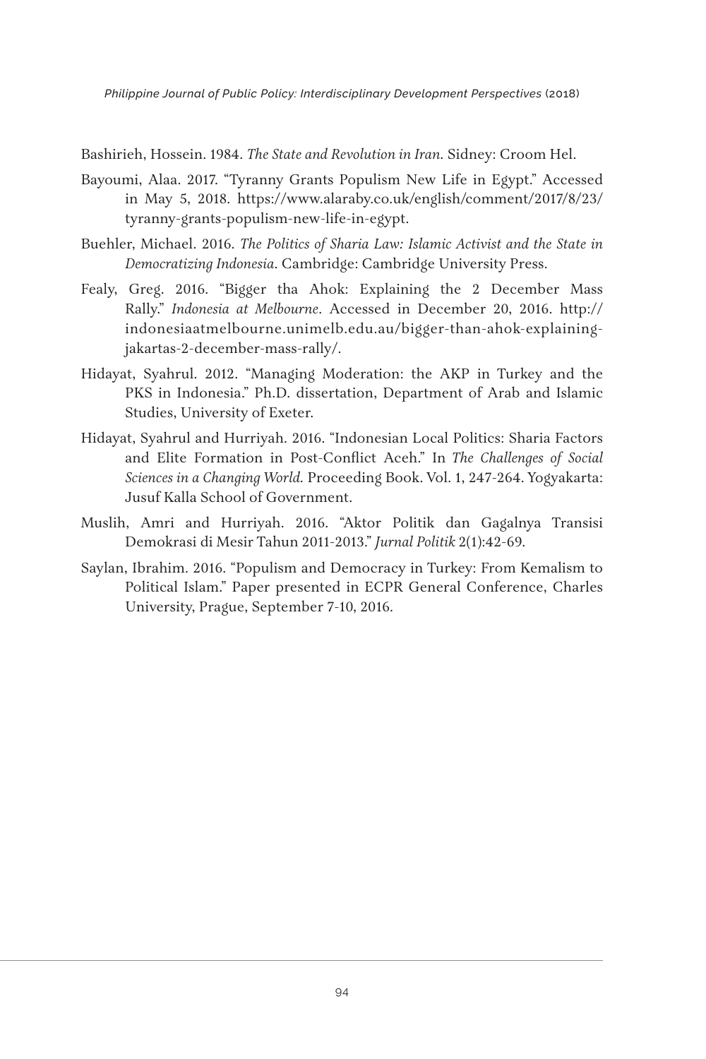Bashirieh, Hossein. 1984. *The State and Revolution in Iran.* Sidney: Croom Hel.

Bayoumi, Alaa. 2017. "Tyranny Grants Populism New Life in Egypt." Accessed in May 5, 2018. https://www.alaraby.co.uk/english/comment/2017/8/23/tyranny-grants-populism-new-life-in-egypt.

Buehler, Michael. 2016. *The Politics of Sharia Law: Islamic Activist and the State in Democratizing Indonesia*. Cambridge: Cambridge University Press.

Fealy, Greg. 2016. "Bigger tha Ahok: Explaining the 2 December Mass Rally." *Indonesia at Melbourne*. Accessed in December 20, 2016. http://indonesiaatmelbourne.unimelb.edu.au/bigger-than-ahok-explaining-jakartas-2-december-mass-rally/.

Hidayat, Syahrul. 2012. "Managing Moderation: the AKP in Turkey and the PKS in Indonesia." Ph.D. dissertation, Department of Arab and Islamic Studies, University of Exeter.

Hidayat, Syahrul and Hurriyah. 2016. "Indonesian Local Politics: Sharia Factors and Elite Formation in Post-Conflict Aceh." In *The Challenges of Social Sciences in a Changing World.* Proceeding Book. Vol. 1, 247-264. Yogyakarta: Jusuf Kalla School of Government.

Muslih, Amri and Hurriyah. 2016. "Aktor Politik dan Gagalnya Transisi Demokrasi di Mesir Tahun 2011-2013." *Jurnal Politik* 2(1):42-69.

Saylan, Ibrahim. 2016. "Populism and Democracy in Turkey: From Kemalism to Political Islam." Paper presented in ECPR General Conference, Charles University, Prague, September 7-10, 2016.